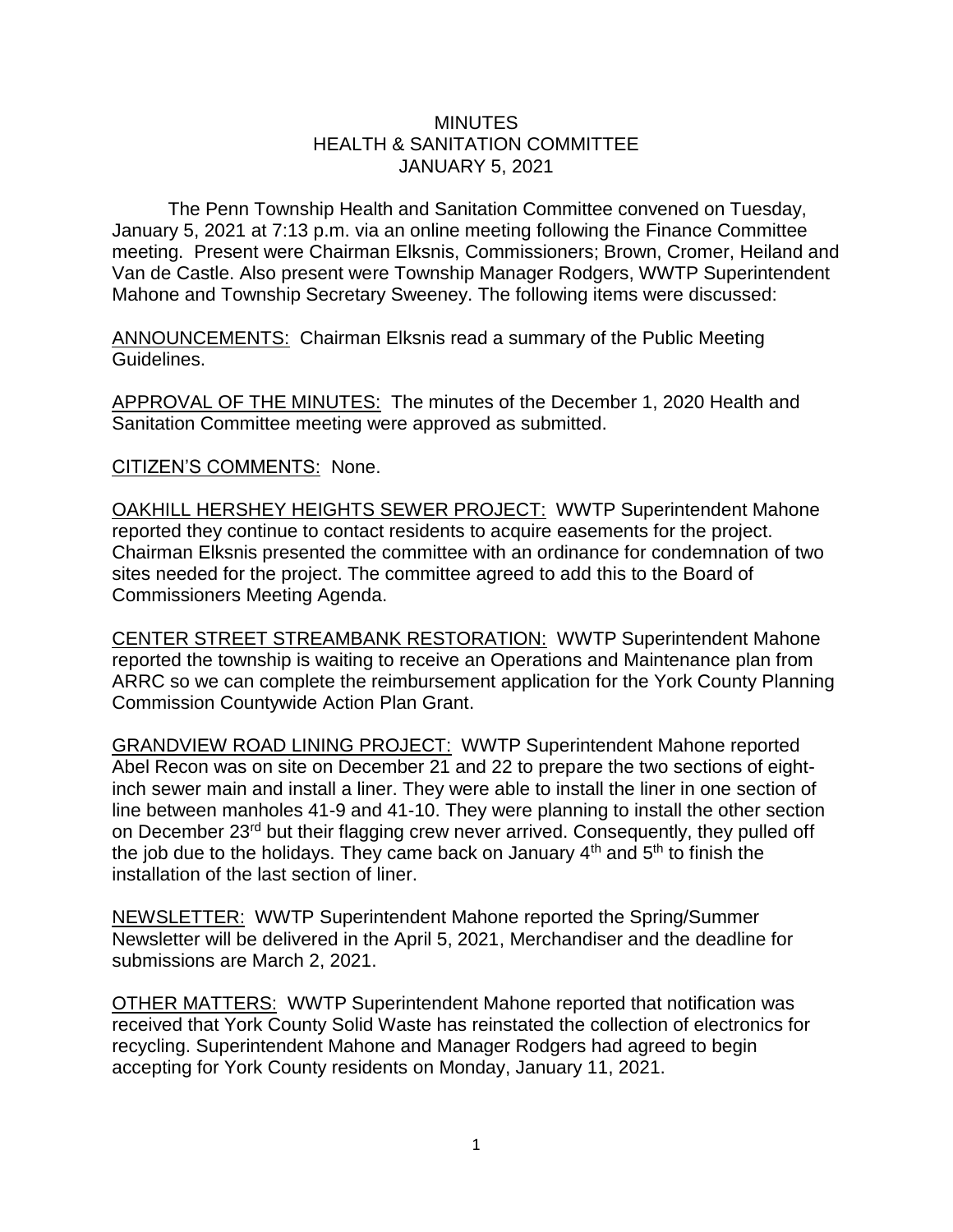# MINUTES
## HEALTH & SANITATION COMMITTEE
## JANUARY 5, 2021

The Penn Township Health and Sanitation Committee convened on Tuesday, January 5, 2021 at 7:13 p.m. via an online meeting following the Finance Committee meeting. Present were Chairman Elksnis, Commissioners; Brown, Cromer, Heiland and Van de Castle. Also present were Township Manager Rodgers, WWTP Superintendent Mahone and Township Secretary Sweeney. The following items were discussed:

ANNOUNCEMENTS: Chairman Elksnis read a summary of the Public Meeting Guidelines.

APPROVAL OF THE MINUTES: The minutes of the December 1, 2020 Health and Sanitation Committee meeting were approved as submitted.

CITIZEN'S COMMENTS: None.

OAKHILL HERSHEY HEIGHTS SEWER PROJECT: WWTP Superintendent Mahone reported they continue to contact residents to acquire easements for the project. Chairman Elksnis presented the committee with an ordinance for condemnation of two sites needed for the project. The committee agreed to add this to the Board of Commissioners Meeting Agenda.

CENTER STREET STREAMBANK RESTORATION: WWTP Superintendent Mahone reported the township is waiting to receive an Operations and Maintenance plan from ARRC so we can complete the reimbursement application for the York County Planning Commission Countywide Action Plan Grant.

GRANDVIEW ROAD LINING PROJECT: WWTP Superintendent Mahone reported Abel Recon was on site on December 21 and 22 to prepare the two sections of eight-inch sewer main and install a liner. They were able to install the liner in one section of line between manholes 41-9 and 41-10. They were planning to install the other section on December 23rd but their flagging crew never arrived. Consequently, they pulled off the job due to the holidays. They came back on January 4th and 5th to finish the installation of the last section of liner.

NEWSLETTER: WWTP Superintendent Mahone reported the Spring/Summer Newsletter will be delivered in the April 5, 2021, Merchandiser and the deadline for submissions are March 2, 2021.

OTHER MATTERS: WWTP Superintendent Mahone reported that notification was received that York County Solid Waste has reinstated the collection of electronics for recycling. Superintendent Mahone and Manager Rodgers had agreed to begin accepting for York County residents on Monday, January 11, 2021.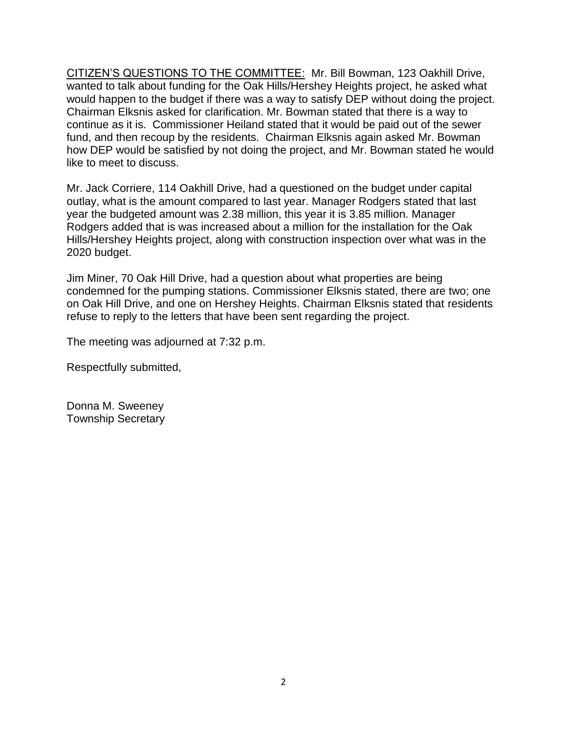CITIZEN'S QUESTIONS TO THE COMMITTEE: Mr. Bill Bowman, 123 Oakhill Drive, wanted to talk about funding for the Oak Hills/Hershey Heights project, he asked what would happen to the budget if there was a way to satisfy DEP without doing the project. Chairman Elksnis asked for clarification. Mr. Bowman stated that there is a way to continue as it is. Commissioner Heiland stated that it would be paid out of the sewer fund, and then recoup by the residents. Chairman Elksnis again asked Mr. Bowman how DEP would be satisfied by not doing the project, and Mr. Bowman stated he would like to meet to discuss.

Mr. Jack Corriere, 114 Oakhill Drive, had a questioned on the budget under capital outlay, what is the amount compared to last year. Manager Rodgers stated that last year the budgeted amount was 2.38 million, this year it is 3.85 million. Manager Rodgers added that is was increased about a million for the installation for the Oak Hills/Hershey Heights project, along with construction inspection over what was in the 2020 budget.

Jim Miner, 70 Oak Hill Drive, had a question about what properties are being condemned for the pumping stations. Commissioner Elksnis stated, there are two; one on Oak Hill Drive, and one on Hershey Heights. Chairman Elksnis stated that residents refuse to reply to the letters that have been sent regarding the project.

The meeting was adjourned at 7:32 p.m.

Respectfully submitted,

Donna M. Sweeney
Township Secretary